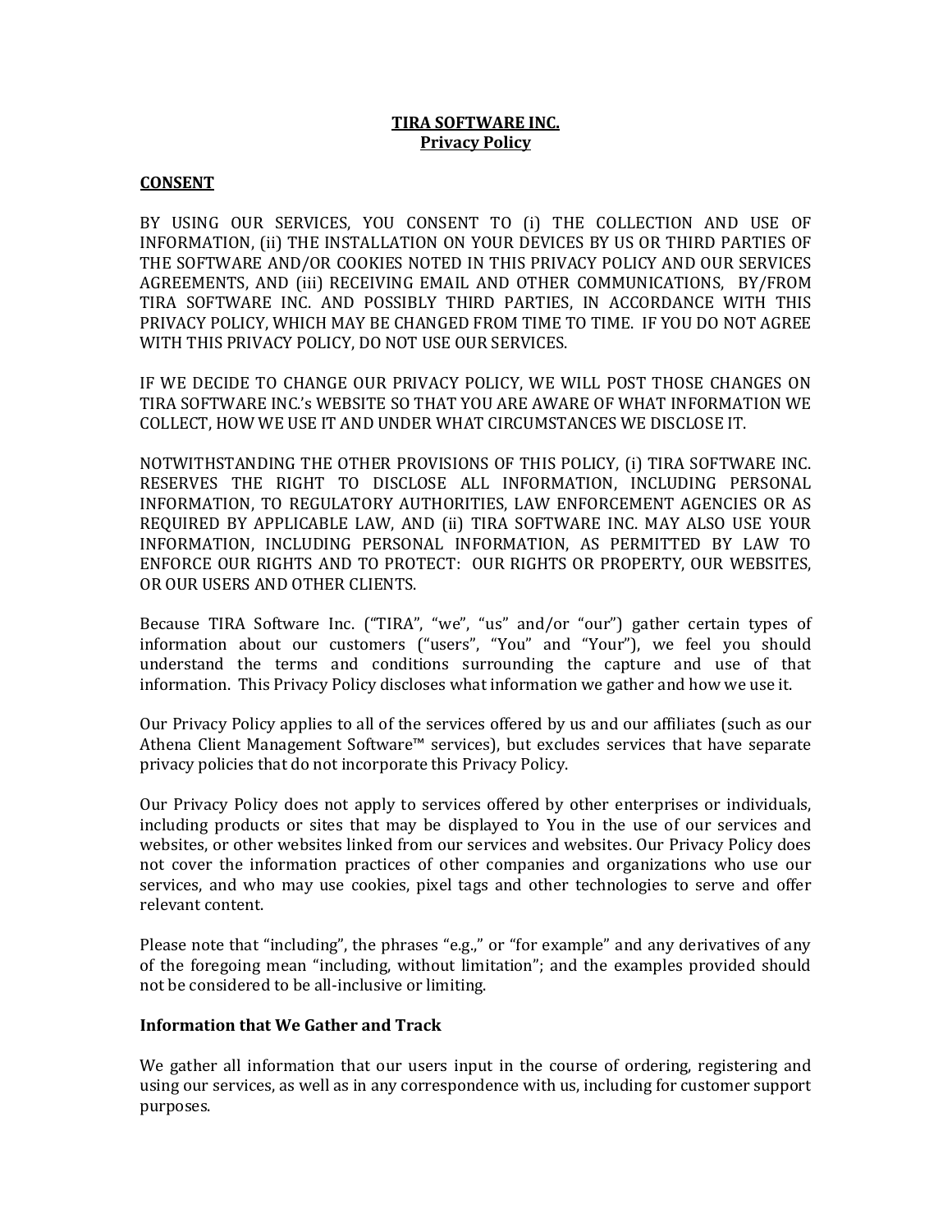# TIRA SOFTWARE INC.
## Privacy Policy

### CONSENT

BY USING OUR SERVICES, YOU CONSENT TO (i) THE COLLECTION AND USE OF INFORMATION, (ii) THE INSTALLATION ON YOUR DEVICES BY US OR THIRD PARTIES OF THE SOFTWARE AND/OR COOKIES NOTED IN THIS PRIVACY POLICY AND OUR SERVICES AGREEMENTS, AND (iii) RECEIVING EMAIL AND OTHER COMMUNICATIONS, BY/FROM TIRA SOFTWARE INC. AND POSSIBLY THIRD PARTIES, IN ACCORDANCE WITH THIS PRIVACY POLICY, WHICH MAY BE CHANGED FROM TIME TO TIME. IF YOU DO NOT AGREE WITH THIS PRIVACY POLICY, DO NOT USE OUR SERVICES.

IF WE DECIDE TO CHANGE OUR PRIVACY POLICY, WE WILL POST THOSE CHANGES ON TIRA SOFTWARE INC.'s WEBSITE SO THAT YOU ARE AWARE OF WHAT INFORMATION WE COLLECT, HOW WE USE IT AND UNDER WHAT CIRCUMSTANCES WE DISCLOSE IT.

NOTWITHSTANDING THE OTHER PROVISIONS OF THIS POLICY, (i) TIRA SOFTWARE INC. RESERVES THE RIGHT TO DISCLOSE ALL INFORMATION, INCLUDING PERSONAL INFORMATION, TO REGULATORY AUTHORITIES, LAW ENFORCEMENT AGENCIES OR AS REQUIRED BY APPLICABLE LAW, AND (ii) TIRA SOFTWARE INC. MAY ALSO USE YOUR INFORMATION, INCLUDING PERSONAL INFORMATION, AS PERMITTED BY LAW TO ENFORCE OUR RIGHTS AND TO PROTECT: OUR RIGHTS OR PROPERTY, OUR WEBSITES, OR OUR USERS AND OTHER CLIENTS.

Because TIRA Software Inc. ("TIRA", "we", "us" and/or "our") gather certain types of information about our customers ("users", "You" and "Your"), we feel you should understand the terms and conditions surrounding the capture and use of that information. This Privacy Policy discloses what information we gather and how we use it.

Our Privacy Policy applies to all of the services offered by us and our affiliates (such as our Athena Client Management Software™ services), but excludes services that have separate privacy policies that do not incorporate this Privacy Policy.

Our Privacy Policy does not apply to services offered by other enterprises or individuals, including products or sites that may be displayed to You in the use of our services and websites, or other websites linked from our services and websites. Our Privacy Policy does not cover the information practices of other companies and organizations who use our services, and who may use cookies, pixel tags and other technologies to serve and offer relevant content.

Please note that "including", the phrases "e.g.," or "for example" and any derivatives of any of the foregoing mean "including, without limitation"; and the examples provided should not be considered to be all-inclusive or limiting.

### Information that We Gather and Track

We gather all information that our users input in the course of ordering, registering and using our services, as well as in any correspondence with us, including for customer support purposes.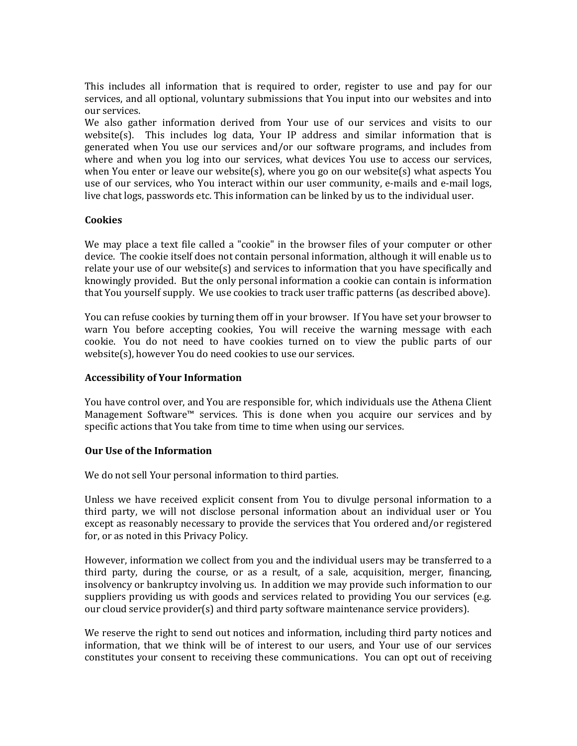This includes all information that is required to order, register to use and pay for our services, and all optional, voluntary submissions that You input into our websites and into our services.
We also gather information derived from Your use of our services and visits to our website(s). This includes log data, Your IP address and similar information that is generated when You use our services and/or our software programs, and includes from where and when you log into our services, what devices You use to access our services, when You enter or leave our website(s), where you go on our website(s) what aspects You use of our services, who You interact within our user community, e-mails and e-mail logs, live chat logs, passwords etc. This information can be linked by us to the individual user.

**Cookies**

We may place a text file called a "cookie" in the browser files of your computer or other device. The cookie itself does not contain personal information, although it will enable us to relate your use of our website(s) and services to information that you have specifically and knowingly provided. But the only personal information a cookie can contain is information that You yourself supply. We use cookies to track user traffic patterns (as described above).

You can refuse cookies by turning them off in your browser. If You have set your browser to warn You before accepting cookies, You will receive the warning message with each cookie. You do not need to have cookies turned on to view the public parts of our website(s), however You do need cookies to use our services.

**Accessibility of Your Information**

You have control over, and You are responsible for, which individuals use the Athena Client Management Software™ services. This is done when you acquire our services and by specific actions that You take from time to time when using our services.

**Our Use of the Information**

We do not sell Your personal information to third parties.

Unless we have received explicit consent from You to divulge personal information to a third party, we will not disclose personal information about an individual user or You except as reasonably necessary to provide the services that You ordered and/or registered for, or as noted in this Privacy Policy.

However, information we collect from you and the individual users may be transferred to a third party, during the course, or as a result, of a sale, acquisition, merger, financing, insolvency or bankruptcy involving us. In addition we may provide such information to our suppliers providing us with goods and services related to providing You our services (e.g. our cloud service provider(s) and third party software maintenance service providers).

We reserve the right to send out notices and information, including third party notices and information, that we think will be of interest to our users, and Your use of our services constitutes your consent to receiving these communications. You can opt out of receiving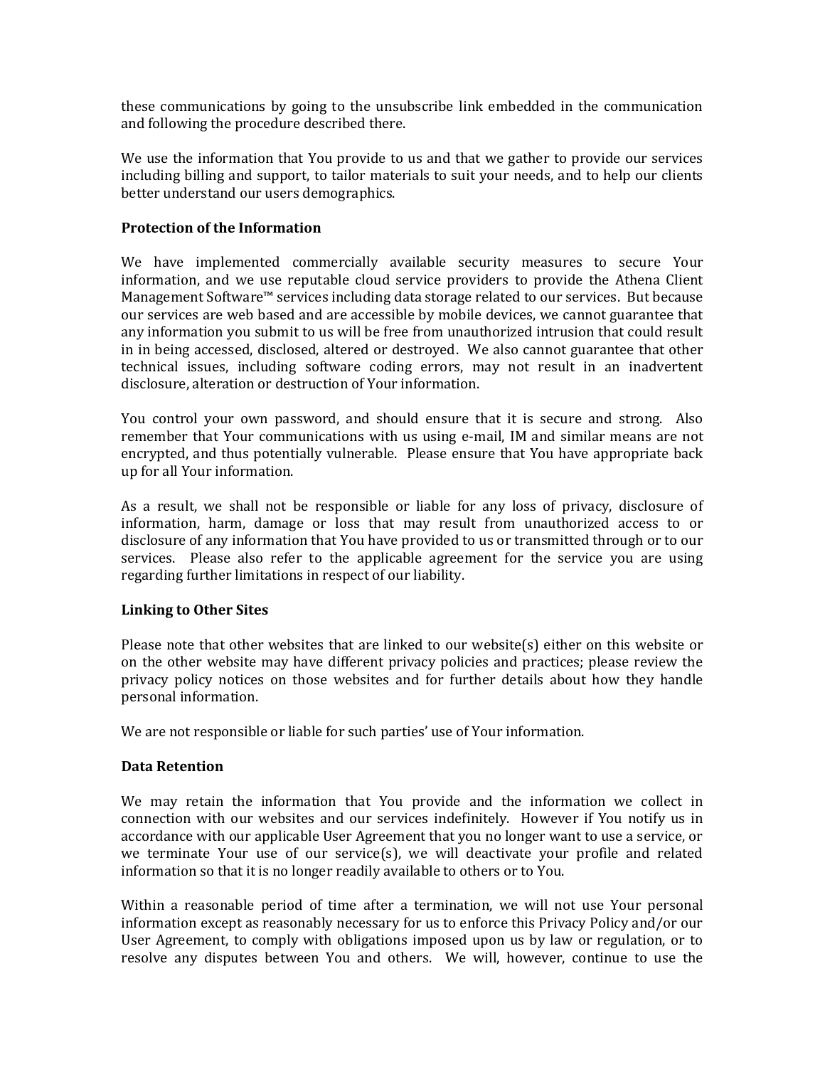these communications by going to the unsubscribe link embedded in the communication and following the procedure described there.

We use the information that You provide to us and that we gather to provide our services including billing and support, to tailor materials to suit your needs, and to help our clients better understand our users demographics.

**Protection of the Information**

We have implemented commercially available security measures to secure Your information, and we use reputable cloud service providers to provide the Athena Client Management Software™ services including data storage related to our services. But because our services are web based and are accessible by mobile devices, we cannot guarantee that any information you submit to us will be free from unauthorized intrusion that could result in in being accessed, disclosed, altered or destroyed. We also cannot guarantee that other technical issues, including software coding errors, may not result in an inadvertent disclosure, alteration or destruction of Your information.

You control your own password, and should ensure that it is secure and strong. Also remember that Your communications with us using e-mail, IM and similar means are not encrypted, and thus potentially vulnerable. Please ensure that You have appropriate back up for all Your information.

As a result, we shall not be responsible or liable for any loss of privacy, disclosure of information, harm, damage or loss that may result from unauthorized access to or disclosure of any information that You have provided to us or transmitted through or to our services. Please also refer to the applicable agreement for the service you are using regarding further limitations in respect of our liability.

**Linking to Other Sites**

Please note that other websites that are linked to our website(s) either on this website or on the other website may have different privacy policies and practices; please review the privacy policy notices on those websites and for further details about how they handle personal information.

We are not responsible or liable for such parties' use of Your information.

**Data Retention**

We may retain the information that You provide and the information we collect in connection with our websites and our services indefinitely. However if You notify us in accordance with our applicable User Agreement that you no longer want to use a service, or we terminate Your use of our service(s), we will deactivate your profile and related information so that it is no longer readily available to others or to You.

Within a reasonable period of time after a termination, we will not use Your personal information except as reasonably necessary for us to enforce this Privacy Policy and/or our User Agreement, to comply with obligations imposed upon us by law or regulation, or to resolve any disputes between You and others. We will, however, continue to use the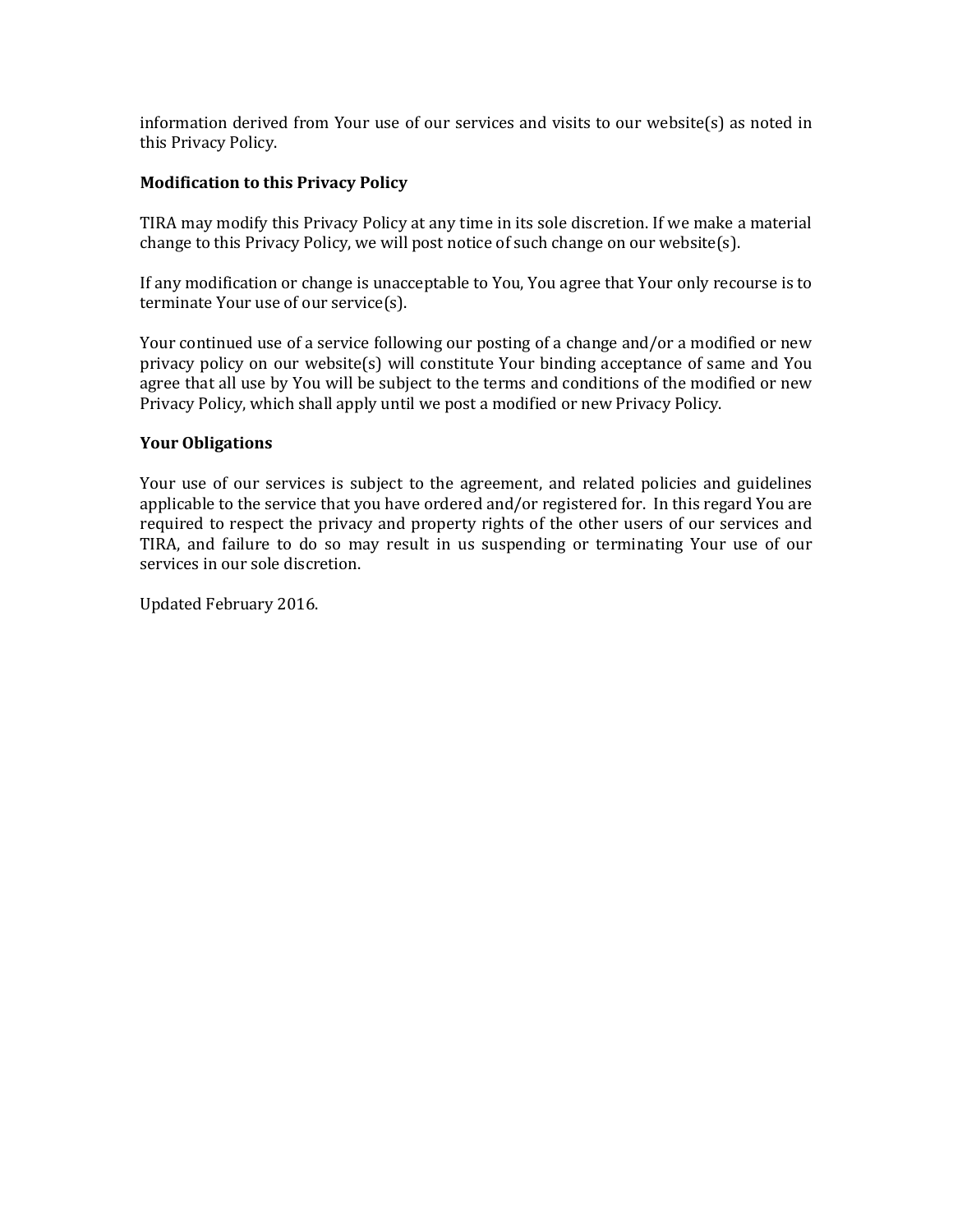information derived from Your use of our services and visits to our website(s) as noted in this Privacy Policy.

**Modification to this Privacy Policy**

TIRA may modify this Privacy Policy at any time in its sole discretion. If we make a material change to this Privacy Policy, we will post notice of such change on our website(s).

If any modification or change is unacceptable to You, You agree that Your only recourse is to terminate Your use of our service(s).

Your continued use of a service following our posting of a change and/or a modified or new privacy policy on our website(s) will constitute Your binding acceptance of same and You agree that all use by You will be subject to the terms and conditions of the modified or new Privacy Policy, which shall apply until we post a modified or new Privacy Policy.

**Your Obligations**

Your use of our services is subject to the agreement, and related policies and guidelines applicable to the service that you have ordered and/or registered for. In this regard You are required to respect the privacy and property rights of the other users of our services and TIRA, and failure to do so may result in us suspending or terminating Your use of our services in our sole discretion.

Updated February 2016.